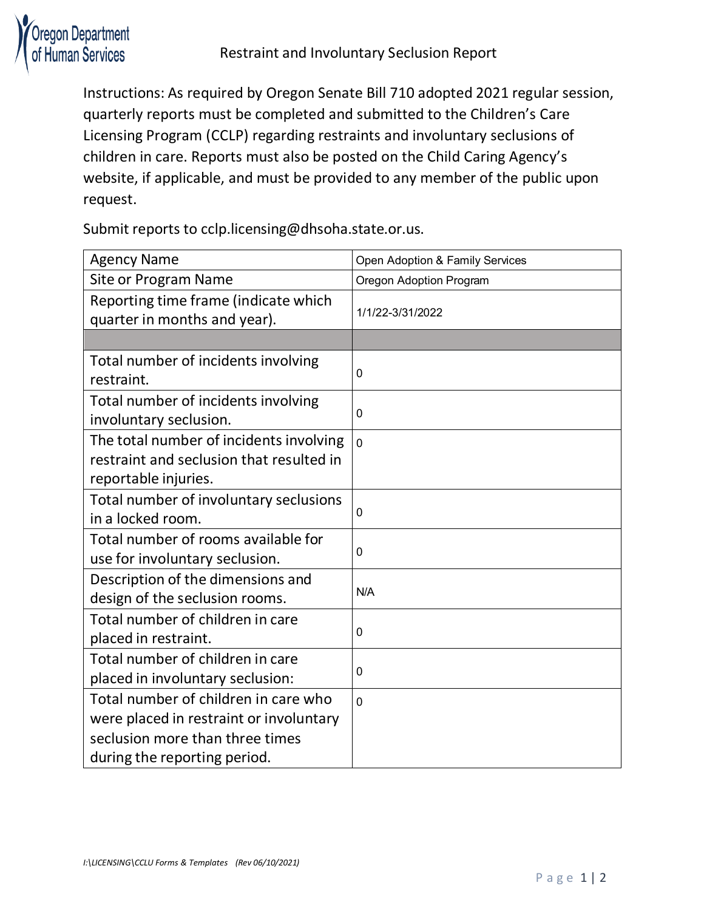# Restraint and Involuntary Seclusion Report

Instructions: As required by Oregon Senate Bill 710 adopted 2021 regular session, quarterly reports must be completed and submitted to the Children's Care Licensing Program (CCLP) regarding restraints and involuntary seclusions of children in care. Reports must also be posted on the Child Caring Agency's website, if applicable, and must be provided to any member of the public upon request.

Submit reports to cclp.licensing@dhsoha.state.or.us.

| Agency Name | Open Adoption & Family Services |
|---|---|
| Site or Program Name | Oregon Adoption Program |
| Reporting time frame (indicate which quarter in months and year). | 1/1/22-3/31/2022 |
| | |
| Total number of incidents involving restraint. | 0 |
| Total number of incidents involving involuntary seclusion. | 0 |
| The total number of incidents involving restraint and seclusion that resulted in reportable injuries. | 0 |
| Total number of involuntary seclusions in a locked room. | 0 |
| Total number of rooms available for use for involuntary seclusion. | 0 |
| Description of the dimensions and design of the seclusion rooms. | N/A |
| Total number of children in care placed in restraint. | 0 |
| Total number of children in care placed in involuntary seclusion: | 0 |
| Total number of children in care who were placed in restraint or involuntary seclusion more than three times during the reporting period. | 0 |

*I:\LICENSING\CCLU Forms & Templates (Rev 06/10/2021)*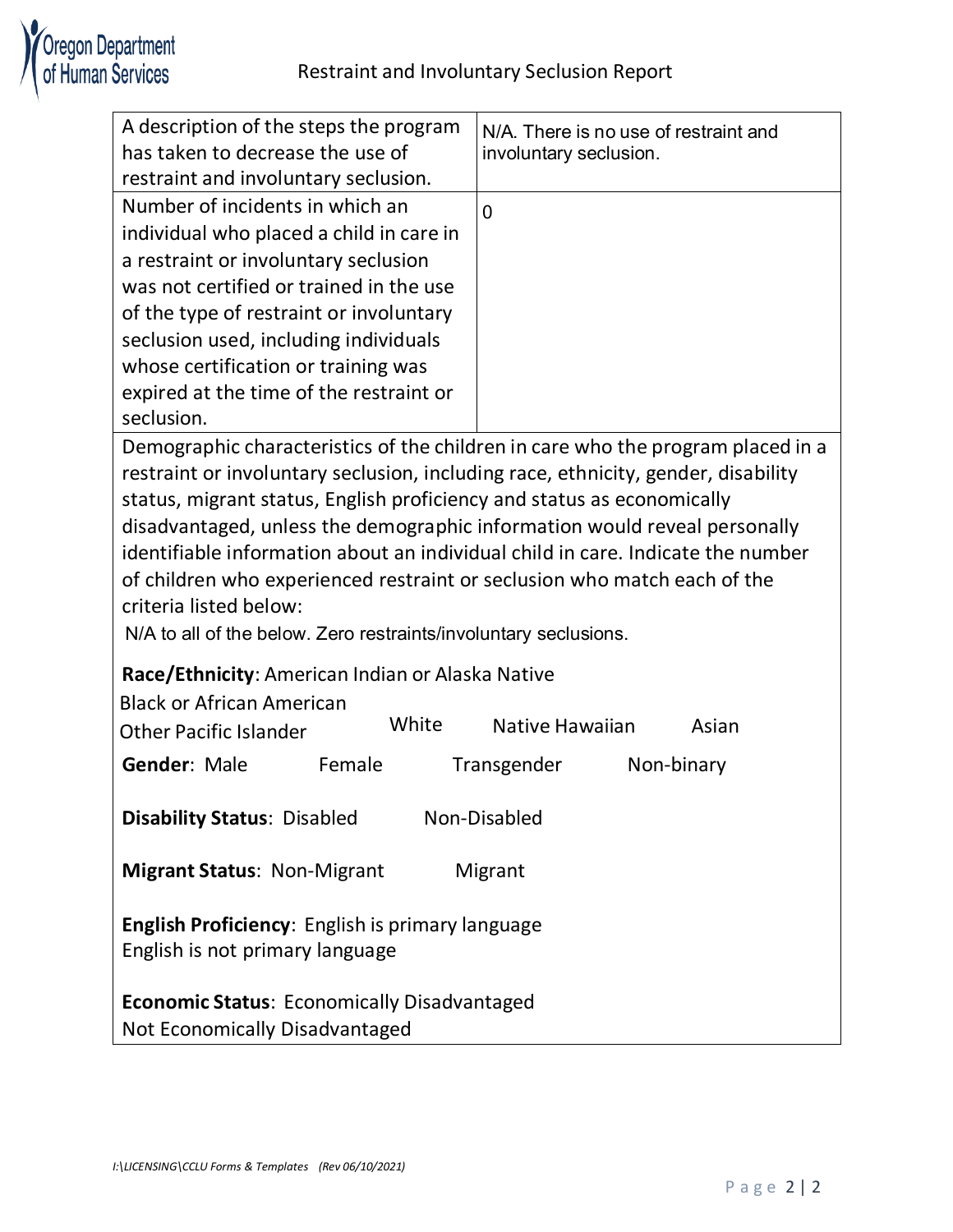| | |
|---|---|
| A description of the steps the program has taken to decrease the use of restraint and involuntary seclusion. | N/A. There is no use of restraint and involuntary seclusion. |
| Number of incidents in which an individual who placed a child in care in a restraint or involuntary seclusion was not certified or trained in the use of the type of restraint or involuntary seclusion used, including individuals whose certification or training was expired at the time of the restraint or seclusion. | 0 |

Demographic characteristics of the children in care who the program placed in a restraint or involuntary seclusion, including race, ethnicity, gender, disability status, migrant status, English proficiency and status as economically disadvantaged, unless the demographic information would reveal personally identifiable information about an individual child in care. Indicate the number of children who experienced restraint or seclusion who match each of the criteria listed below:

N/A to all of the below. Zero restraints/involuntary seclusions.

**Race/Ethnicity**: American Indian or Alaska Native
Black or African American
Other Pacific Islander White Native Hawaiian Asian

**Gender**: Male Female Transgender Non-binary

**Disability Status**: Disabled Non-Disabled

**Migrant Status**: Non-Migrant Migrant

**English Proficiency**: English is primary language
English is not primary language

**Economic Status**: Economically Disadvantaged
Not Economically Disadvantaged